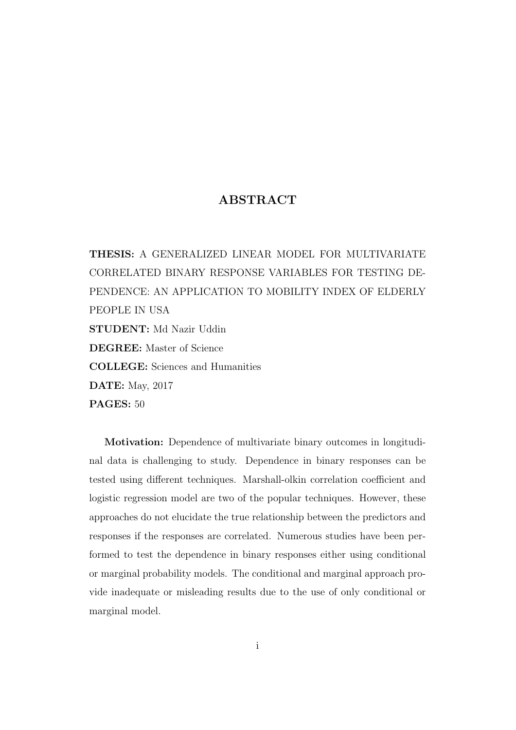## ABSTRACT

**THESIS:** A GENERALIZED LINEAR MODEL FOR MULTIVARIATE CORRELATED BINARY RESPONSE VARIABLES FOR TESTING DEPENDENCE: AN APPLICATION TO MOBILITY INDEX OF ELDERLY PEOPLE IN USA
**STUDENT:** Md Nazir Uddin
**DEGREE:** Master of Science
**COLLEGE:** Sciences and Humanities
**DATE:** May, 2017
**PAGES:** 50

**Motivation:** Dependence of multivariate binary outcomes in longitudinal data is challenging to study. Dependence in binary responses can be tested using different techniques. Marshall-olkin correlation coefficient and logistic regression model are two of the popular techniques. However, these approaches do not elucidate the true relationship between the predictors and responses if the responses are correlated. Numerous studies have been performed to test the dependence in binary responses either using conditional or marginal probability models. The conditional and marginal approach provide inadequate or misleading results due to the use of only conditional or marginal model.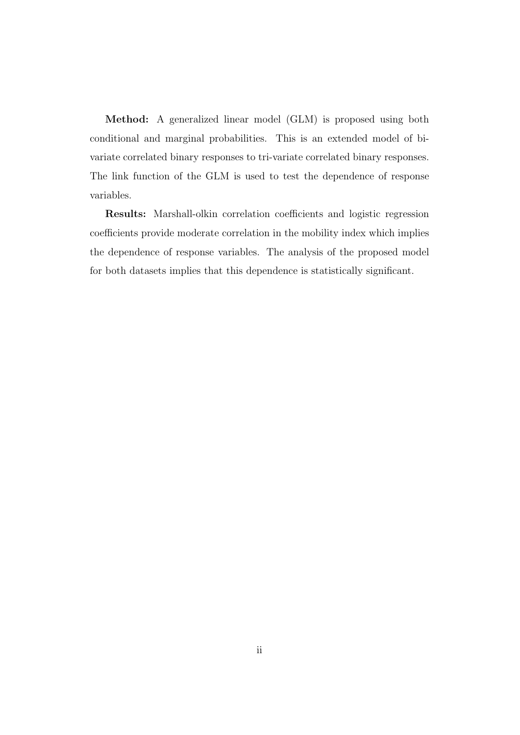**Method:** A generalized linear model (GLM) is proposed using both conditional and marginal probabilities. This is an extended model of bi-variate correlated binary responses to tri-variate correlated binary responses. The link function of the GLM is used to test the dependence of response variables.

**Results:** Marshall-olkin correlation coefficients and logistic regression coefficients provide moderate correlation in the mobility index which implies the dependence of response variables. The analysis of the proposed model for both datasets implies that this dependence is statistically significant.